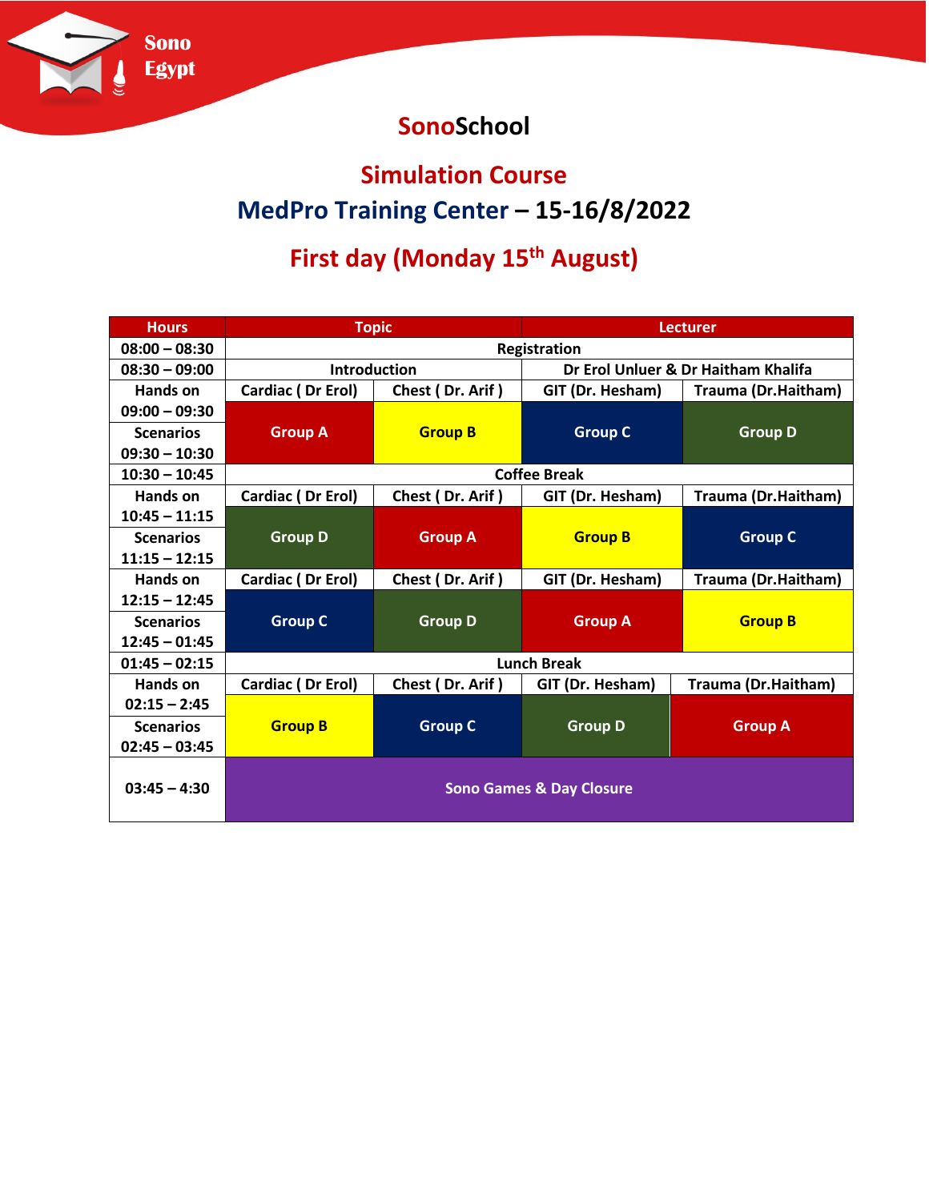Sono Egypt

# SonoSchool

## Simulation Course

## MedPro Training Center – 15-16/8/2022

## First day (Monday 15th August)

| Hours | Topic | | Lecturer | |
|---|---|---|---|---|
| 08:00 – 08:30 | Registration | | | |
| 08:30 – 09:00 | Introduction | | Dr Erol Unluer & Dr Haitham Khalifa | |
| Hands on 09:00 – 09:30 | Cardiac ( Dr Erol) | Chest ( Dr. Arif ) | GIT (Dr. Hesham) | Trauma (Dr.Haitham) |
| Scenarios 09:30 – 10:30 | Group A | Group B | Group C | Group D |
| 10:30 – 10:45 | Coffee Break | | | |
| Hands on 10:45 – 11:15 | Cardiac ( Dr Erol) | Chest ( Dr. Arif ) | GIT (Dr. Hesham) | Trauma (Dr.Haitham) |
| Scenarios 11:15 – 12:15 | Group D | Group A | Group B | Group C |
| Hands on 12:15 – 12:45 | Cardiac ( Dr Erol) | Chest ( Dr. Arif ) | GIT (Dr. Hesham) | Trauma (Dr.Haitham) |
| Scenarios 12:45 – 01:45 | Group C | Group D | Group A | Group B |
| 01:45 – 02:15 | Lunch Break | | | |
| Hands on 02:15 – 2:45 | Cardiac ( Dr Erol) | Chest ( Dr. Arif ) | GIT (Dr. Hesham) | Trauma (Dr.Haitham) |
| Scenarios 02:45 – 03:45 | Group B | Group C | Group D | Group A |
| 03:45 – 4:30 | Sono Games & Day Closure | | | |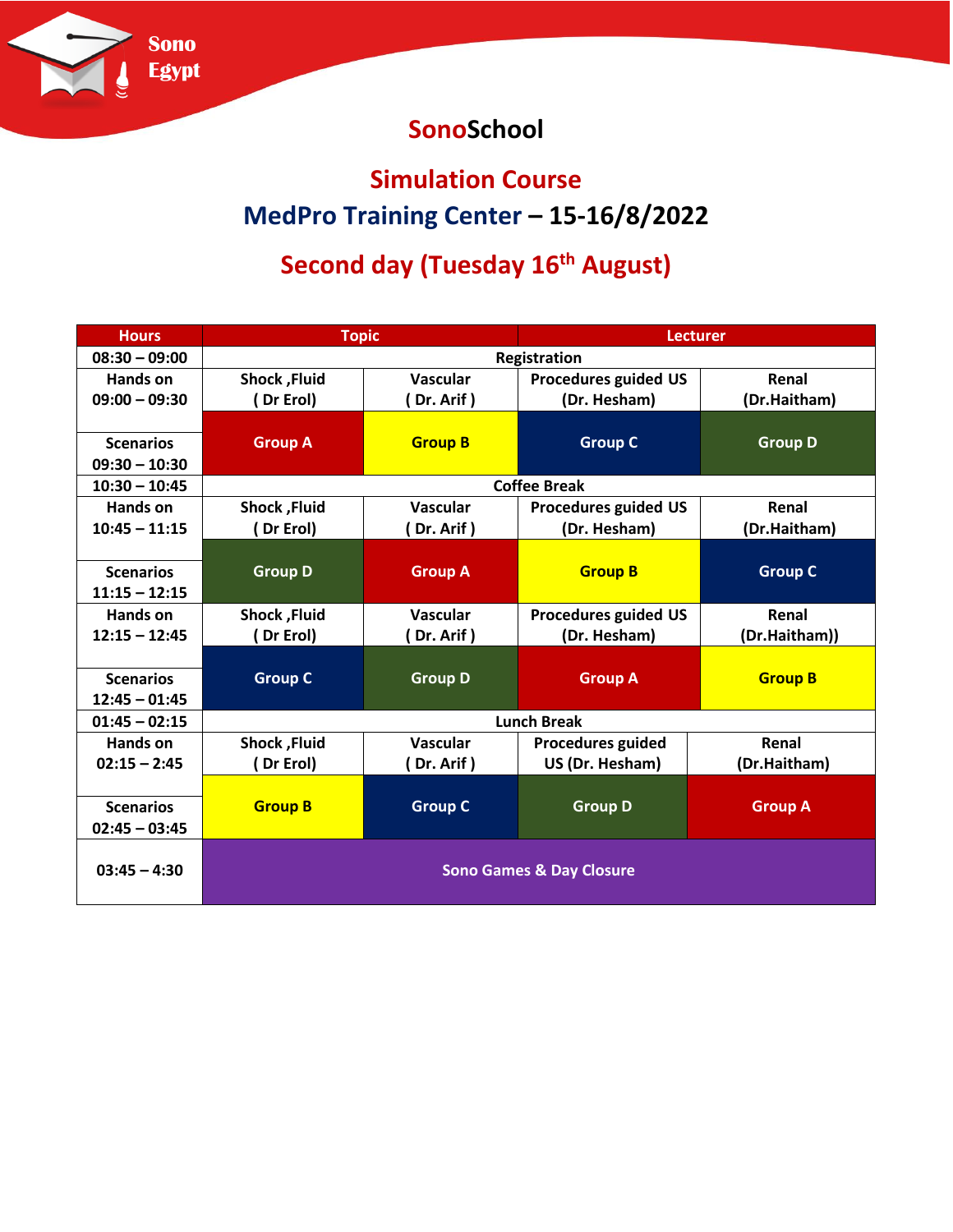Sono Egypt

# SonoSchool

## Simulation Course

## MedPro Training Center – 15-16/8/2022

## Second day (Tuesday 16th August)

| Hours | Topic | | Lecturer | |
|---|---|---|---|---|
| 08:30 – 09:00 | Registration | | | |
| Hands on 09:00 – 09:30 | Shock ,Fluid ( Dr Erol) | Vascular ( Dr. Arif ) | Procedures guided US (Dr. Hesham) | Renal (Dr.Haitham) |
| Scenarios 09:30 – 10:30 | Group A | Group B | Group C | Group D |
| 10:30 – 10:45 | Coffee Break | | | |
| Hands on 10:45 – 11:15 | Shock ,Fluid ( Dr Erol) | Vascular ( Dr. Arif ) | Procedures guided US (Dr. Hesham) | Renal (Dr.Haitham) |
| Scenarios 11:15 – 12:15 | Group D | Group A | Group B | Group C |
| Hands on 12:15 – 12:45 | Shock ,Fluid ( Dr Erol) | Vascular ( Dr. Arif ) | Procedures guided US (Dr. Hesham) | Renal (Dr.Haitham)) |
| Scenarios 12:45 – 01:45 | Group C | Group D | Group A | Group B |
| 01:45 – 02:15 | Lunch Break | | | |
| Hands on 02:15 – 2:45 | Shock ,Fluid ( Dr Erol) | Vascular ( Dr. Arif ) | Procedures guided US (Dr. Hesham) | Renal (Dr.Haitham) |
| Scenarios 02:45 – 03:45 | Group B | Group C | Group D | Group A |
| 03:45 – 4:30 | Sono Games & Day Closure | | | |